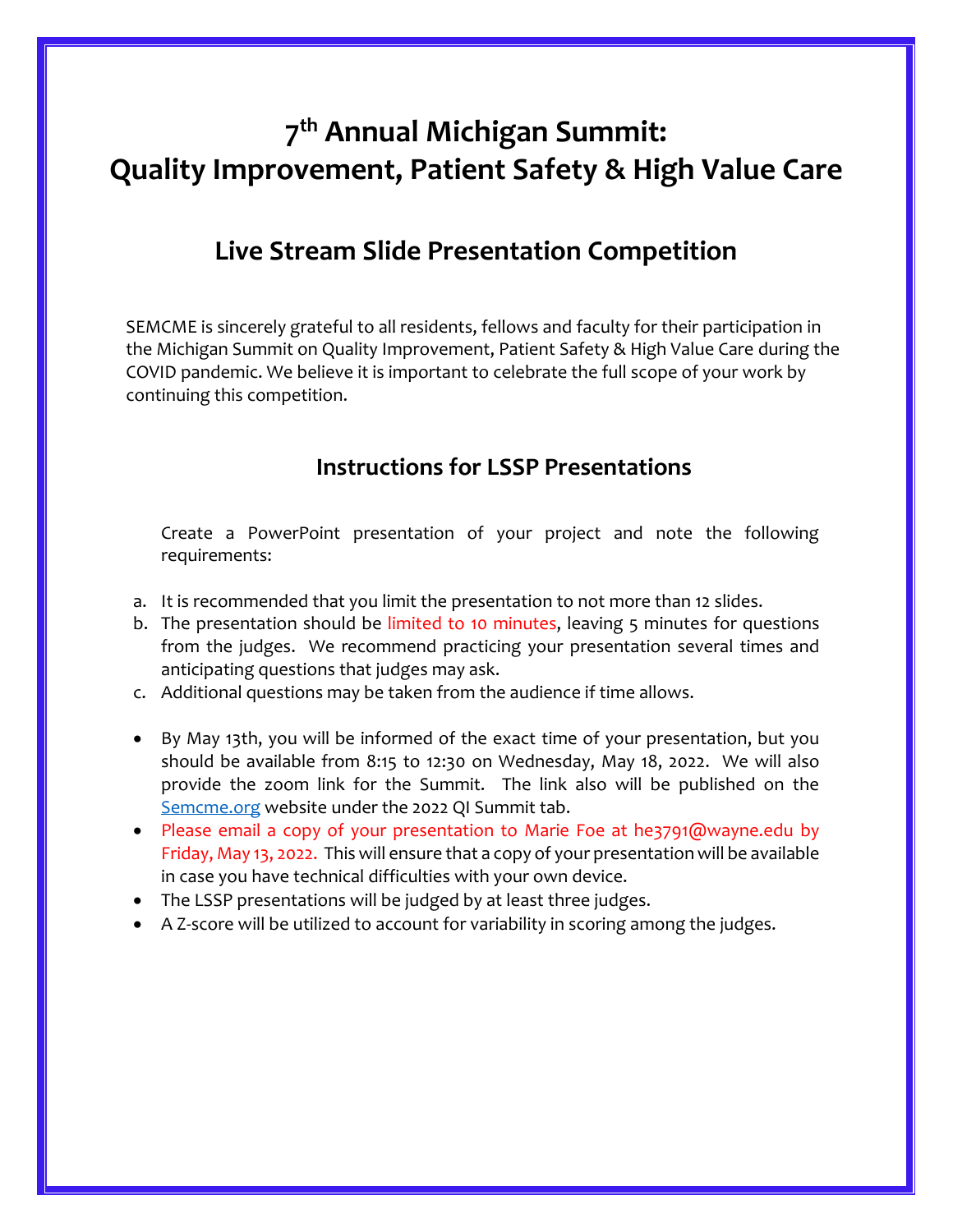# 7th Annual Michigan Summit: Quality Improvement, Patient Safety & High Value Care

## Live Stream Slide Presentation Competition

SEMCME is sincerely grateful to all residents, fellows and faculty for their participation in the Michigan Summit on Quality Improvement, Patient Safety & High Value Care during the COVID pandemic. We believe it is important to celebrate the full scope of your work by continuing this competition.

### Instructions for LSSP Presentations

Create a PowerPoint presentation of your project and note the following requirements:

a. It is recommended that you limit the presentation to not more than 12 slides.
b. The presentation should be limited to 10 minutes, leaving 5 minutes for questions from the judges. We recommend practicing your presentation several times and anticipating questions that judges may ask.
c. Additional questions may be taken from the audience if time allows.

- By May 13th, you will be informed of the exact time of your presentation, but you should be available from 8:15 to 12:30 on Wednesday, May 18, 2022. We will also provide the zoom link for the Summit. The link also will be published on the Semcme.org website under the 2022 QI Summit tab.
- Please email a copy of your presentation to Marie Foe at he3791@wayne.edu by Friday, May 13, 2022. This will ensure that a copy of your presentation will be available in case you have technical difficulties with your own device.
- The LSSP presentations will be judged by at least three judges.
- A Z-score will be utilized to account for variability in scoring among the judges.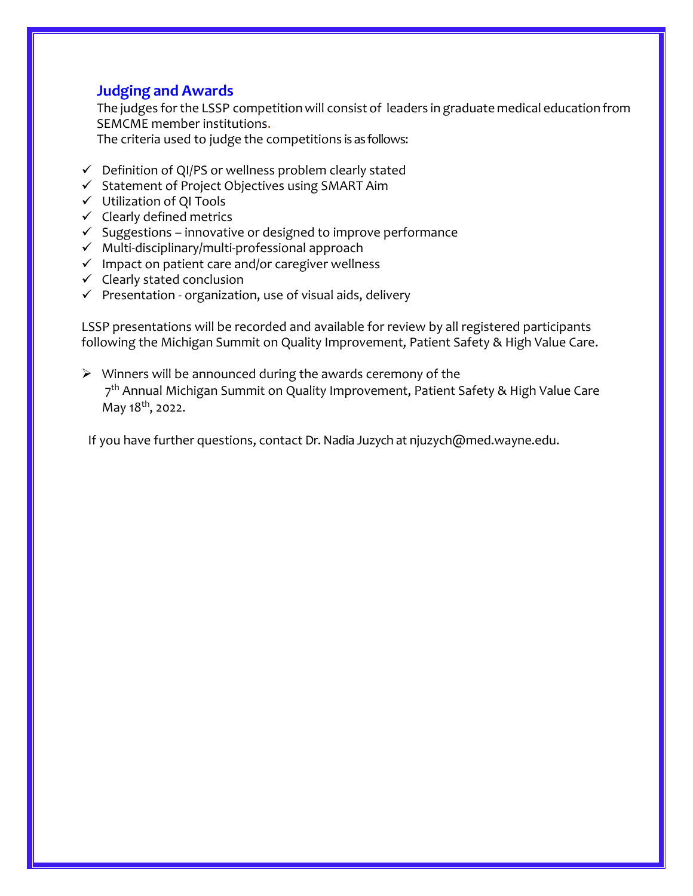## Judging and Awards

The judges for the LSSP competition will consist of leaders in graduate medical education from SEMCME member institutions.

The criteria used to judge the competitions is as follows:

- ✓ Definition of QI/PS or wellness problem clearly stated
- ✓ Statement of Project Objectives using SMART Aim
- ✓ Utilization of QI Tools
- ✓ Clearly defined metrics
- ✓ Suggestions – innovative or designed to improve performance
- ✓ Multi-disciplinary/multi-professional approach
- ✓ Impact on patient care and/or caregiver wellness
- ✓ Clearly stated conclusion
- ✓ Presentation - organization, use of visual aids, delivery

LSSP presentations will be recorded and available for review by all registered participants following the Michigan Summit on Quality Improvement, Patient Safety & High Value Care.

- ➢ Winners will be announced during the awards ceremony of the 7th Annual Michigan Summit on Quality Improvement, Patient Safety & High Value Care May 18th, 2022.

If you have further questions, contact Dr. Nadia Juzych at njuzych@med.wayne.edu.